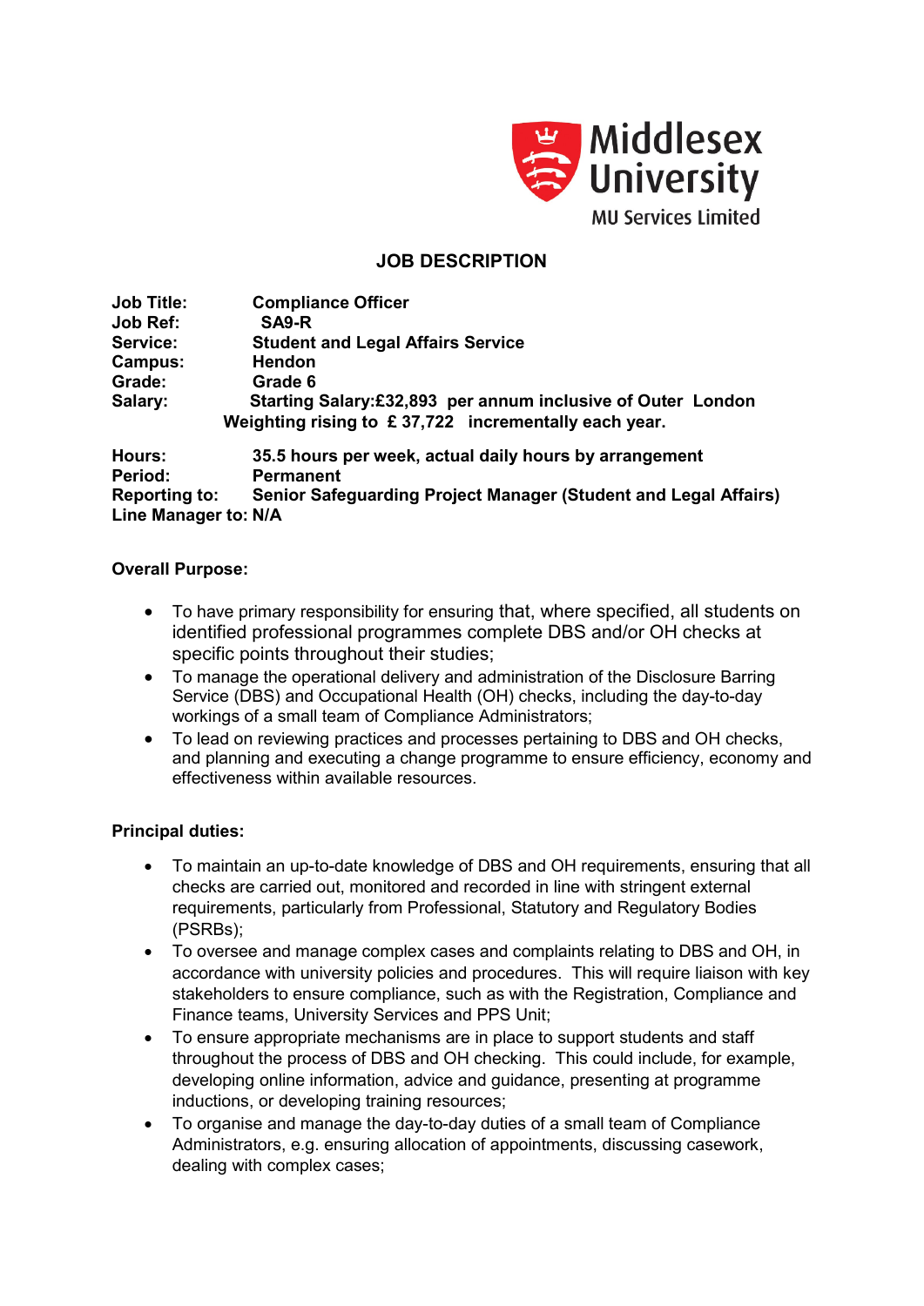Middlesex University
MU Services Limited

# JOB DESCRIPTION

**Job Title:** Compliance Officer
**Job Ref:** SA9-R
**Service:** Student and Legal Affairs Service
**Campus:** Hendon
**Grade:** Grade 6
**Salary:** Starting Salary:£32,893 per annum inclusive of Outer London Weighting rising to £ 37,722 incrementally each year.

**Hours:** 35.5 hours per week, actual daily hours by arrangement
**Period:** Permanent
**Reporting to:** Senior Safeguarding Project Manager (Student and Legal Affairs)
**Line Manager to:** N/A

**Overall Purpose:**

- To have primary responsibility for ensuring that, where specified, all students on identified professional programmes complete DBS and/or OH checks at specific points throughout their studies;
- To manage the operational delivery and administration of the Disclosure Barring Service (DBS) and Occupational Health (OH) checks, including the day-to-day workings of a small team of Compliance Administrators;
- To lead on reviewing practices and processes pertaining to DBS and OH checks, and planning and executing a change programme to ensure efficiency, economy and effectiveness within available resources.

**Principal duties:**

- To maintain an up-to-date knowledge of DBS and OH requirements, ensuring that all checks are carried out, monitored and recorded in line with stringent external requirements, particularly from Professional, Statutory and Regulatory Bodies (PSRBs);
- To oversee and manage complex cases and complaints relating to DBS and OH, in accordance with university policies and procedures. This will require liaison with key stakeholders to ensure compliance, such as with the Registration, Compliance and Finance teams, University Services and PPS Unit;
- To ensure appropriate mechanisms are in place to support students and staff throughout the process of DBS and OH checking. This could include, for example, developing online information, advice and guidance, presenting at programme inductions, or developing training resources;
- To organise and manage the day-to-day duties of a small team of Compliance Administrators, e.g. ensuring allocation of appointments, discussing casework, dealing with complex cases;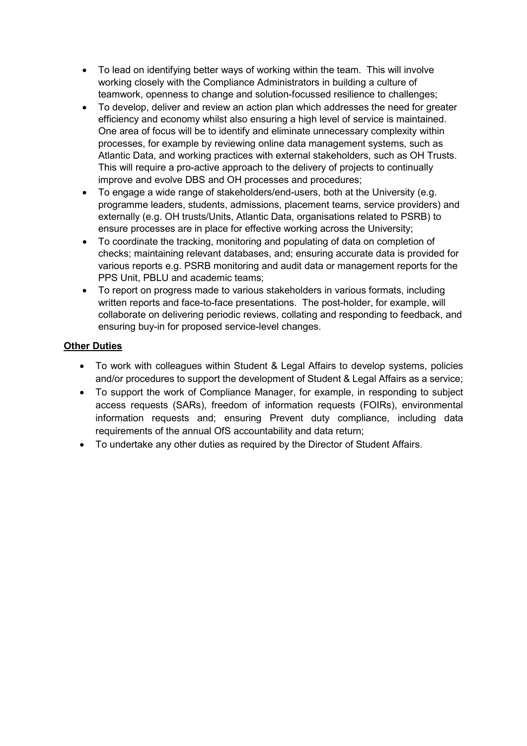- To lead on identifying better ways of working within the team. This will involve working closely with the Compliance Administrators in building a culture of teamwork, openness to change and solution-focussed resilience to challenges;
- To develop, deliver and review an action plan which addresses the need for greater efficiency and economy whilst also ensuring a high level of service is maintained. One area of focus will be to identify and eliminate unnecessary complexity within processes, for example by reviewing online data management systems, such as Atlantic Data, and working practices with external stakeholders, such as OH Trusts. This will require a pro-active approach to the delivery of projects to continually improve and evolve DBS and OH processes and procedures;
- To engage a wide range of stakeholders/end-users, both at the University (e.g. programme leaders, students, admissions, placement teams, service providers) and externally (e.g. OH trusts/Units, Atlantic Data, organisations related to PSRB) to ensure processes are in place for effective working across the University;
- To coordinate the tracking, monitoring and populating of data on completion of checks; maintaining relevant databases, and; ensuring accurate data is provided for various reports e.g. PSRB monitoring and audit data or management reports for the PPS Unit, PBLU and academic teams;
- To report on progress made to various stakeholders in various formats, including written reports and face-to-face presentations. The post-holder, for example, will collaborate on delivering periodic reviews, collating and responding to feedback, and ensuring buy-in for proposed service-level changes.

**Other Duties**

- To work with colleagues within Student & Legal Affairs to develop systems, policies and/or procedures to support the development of Student & Legal Affairs as a service;
- To support the work of Compliance Manager, for example, in responding to subject access requests (SARs), freedom of information requests (FOIRs), environmental information requests and; ensuring Prevent duty compliance, including data requirements of the annual OfS accountability and data return;
- To undertake any other duties as required by the Director of Student Affairs.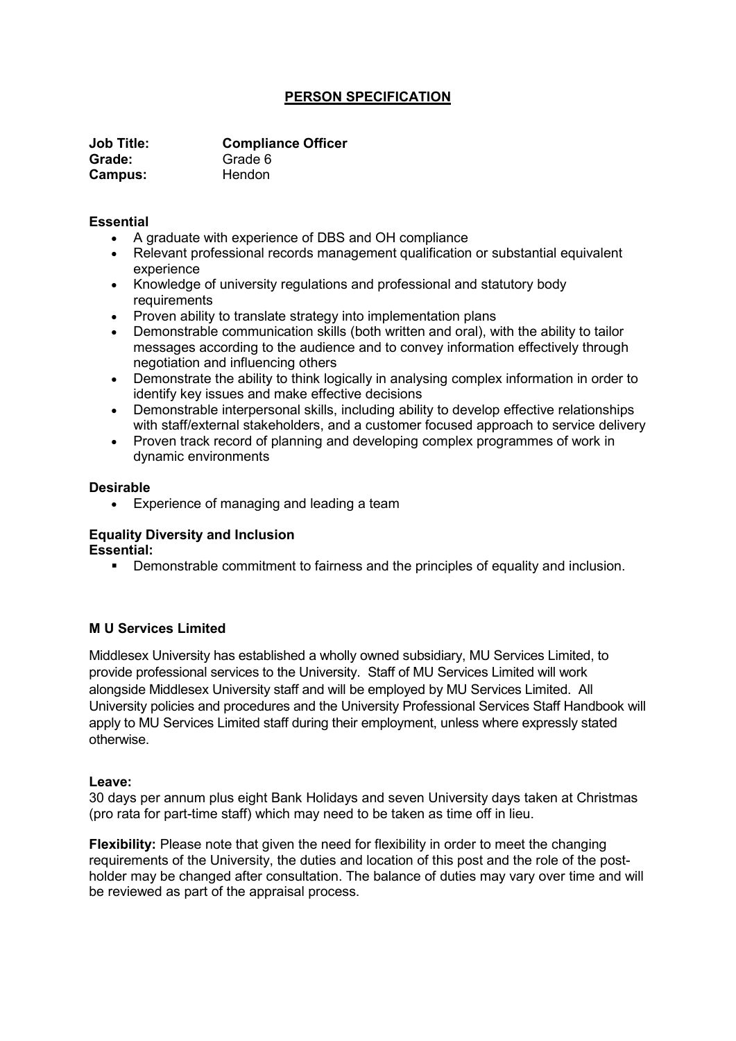# PERSON SPECIFICATION

**Job Title:** **Compliance Officer**
**Grade:** Grade 6
**Campus:** Hendon

**Essential**

- A graduate with experience of DBS and OH compliance
- Relevant professional records management qualification or substantial equivalent experience
- Knowledge of university regulations and professional and statutory body requirements
- Proven ability to translate strategy into implementation plans
- Demonstrable communication skills (both written and oral), with the ability to tailor messages according to the audience and to convey information effectively through negotiation and influencing others
- Demonstrate the ability to think logically in analysing complex information in order to identify key issues and make effective decisions
- Demonstrable interpersonal skills, including ability to develop effective relationships with staff/external stakeholders, and a customer focused approach to service delivery
- Proven track record of planning and developing complex programmes of work in dynamic environments

**Desirable**

- Experience of managing and leading a team

**Equality Diversity and Inclusion**
**Essential:**

- Demonstrable commitment to fairness and the principles of equality and inclusion.

**M U Services Limited**

Middlesex University has established a wholly owned subsidiary, MU Services Limited, to provide professional services to the University. Staff of MU Services Limited will work alongside Middlesex University staff and will be employed by MU Services Limited. All University policies and procedures and the University Professional Services Staff Handbook will apply to MU Services Limited staff during their employment, unless where expressly stated otherwise.

**Leave:**
30 days per annum plus eight Bank Holidays and seven University days taken at Christmas (pro rata for part-time staff) which may need to be taken as time off in lieu.

**Flexibility:** Please note that given the need for flexibility in order to meet the changing requirements of the University, the duties and location of this post and the role of the post-holder may be changed after consultation. The balance of duties may vary over time and will be reviewed as part of the appraisal process.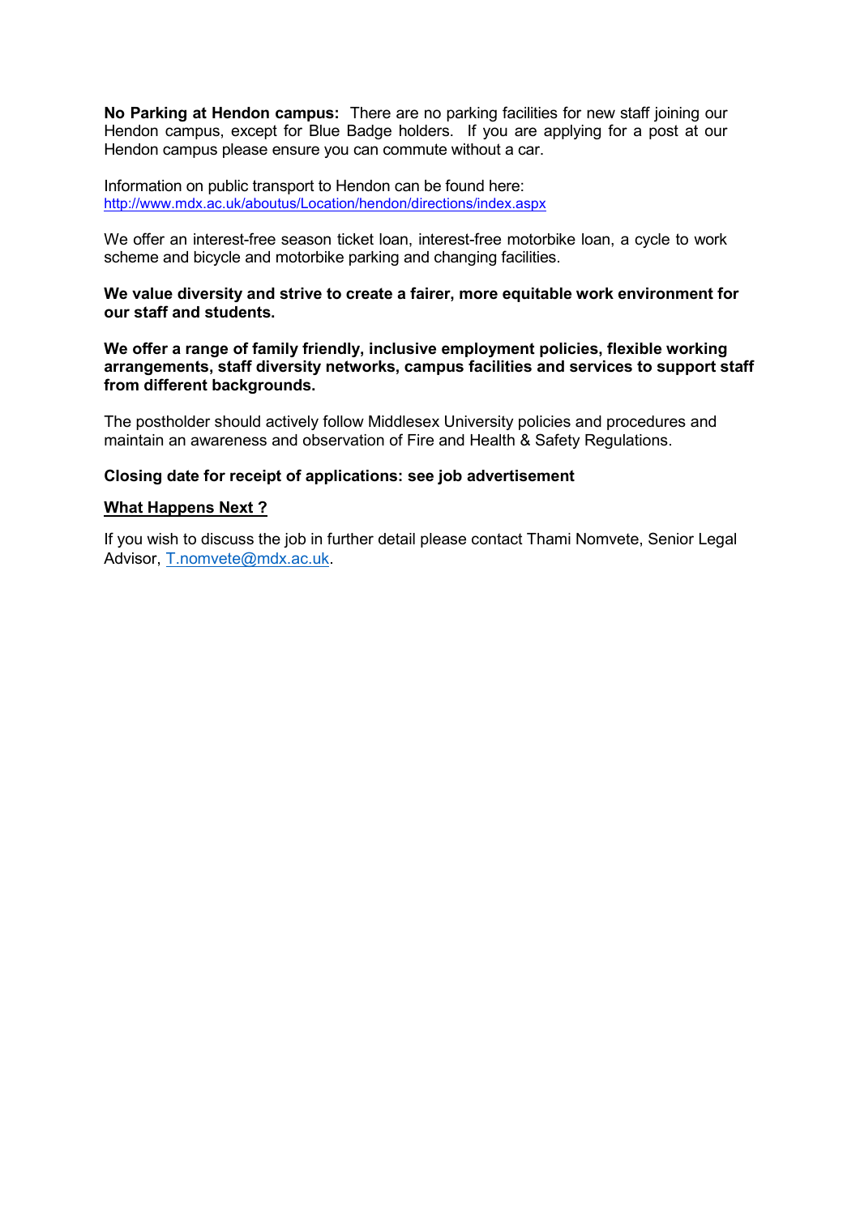**No Parking at Hendon campus:** There are no parking facilities for new staff joining our Hendon campus, except for Blue Badge holders. If you are applying for a post at our Hendon campus please ensure you can commute without a car.

Information on public transport to Hendon can be found here:
http://www.mdx.ac.uk/aboutus/Location/hendon/directions/index.aspx

We offer an interest-free season ticket loan, interest-free motorbike loan, a cycle to work scheme and bicycle and motorbike parking and changing facilities.

**We value diversity and strive to create a fairer, more equitable work environment for our staff and students.**

**We offer a range of family friendly, inclusive employment policies, flexible working arrangements, staff diversity networks, campus facilities and services to support staff from different backgrounds.**

The postholder should actively follow Middlesex University policies and procedures and maintain an awareness and observation of Fire and Health & Safety Regulations.

**Closing date for receipt of applications: see job advertisement**

**What Happens Next ?**

If you wish to discuss the job in further detail please contact Thami Nomvete, Senior Legal Advisor, T.nomvete@mdx.ac.uk.